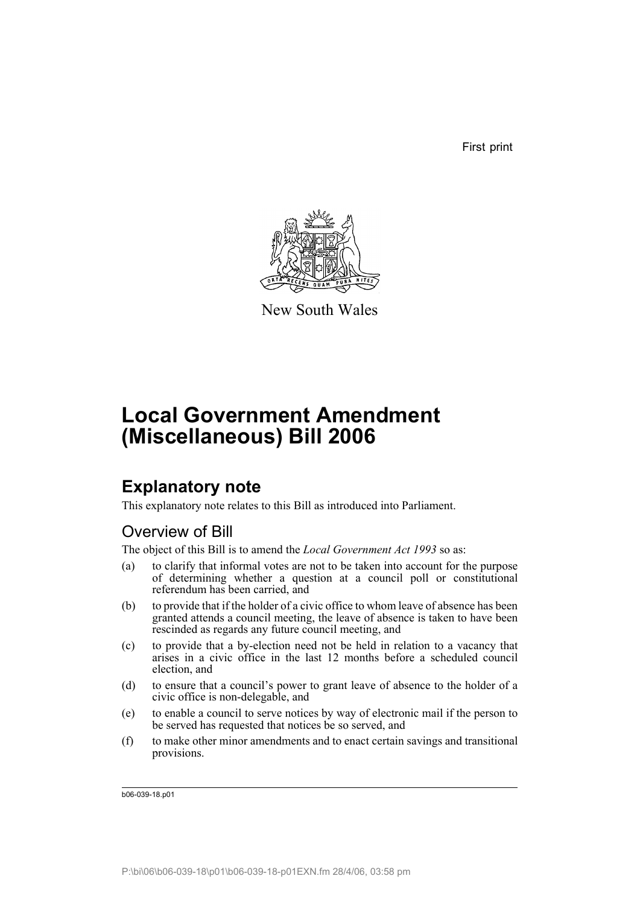First print

New South Wales

# Local Government Amendment (Miscellaneous) Bill 2006

## Explanatory note

This explanatory note relates to this Bill as introduced into Parliament.

### Overview of Bill

The object of this Bill is to amend the *Local Government Act 1993* so as:

(a) to clarify that informal votes are not to be taken into account for the purpose of determining whether a question at a council poll or constitutional referendum has been carried, and

(b) to provide that if the holder of a civic office to whom leave of absence has been granted attends a council meeting, the leave of absence is taken to have been rescinded as regards any future council meeting, and

(c) to provide that a by-election need not be held in relation to a vacancy that arises in a civic office in the last 12 months before a scheduled council election, and

(d) to ensure that a council's power to grant leave of absence to the holder of a civic office is non-delegable, and

(e) to enable a council to serve notices by way of electronic mail if the person to be served has requested that notices be so served, and

(f) to make other minor amendments and to enact certain savings and transitional provisions.

b06-039-18.p01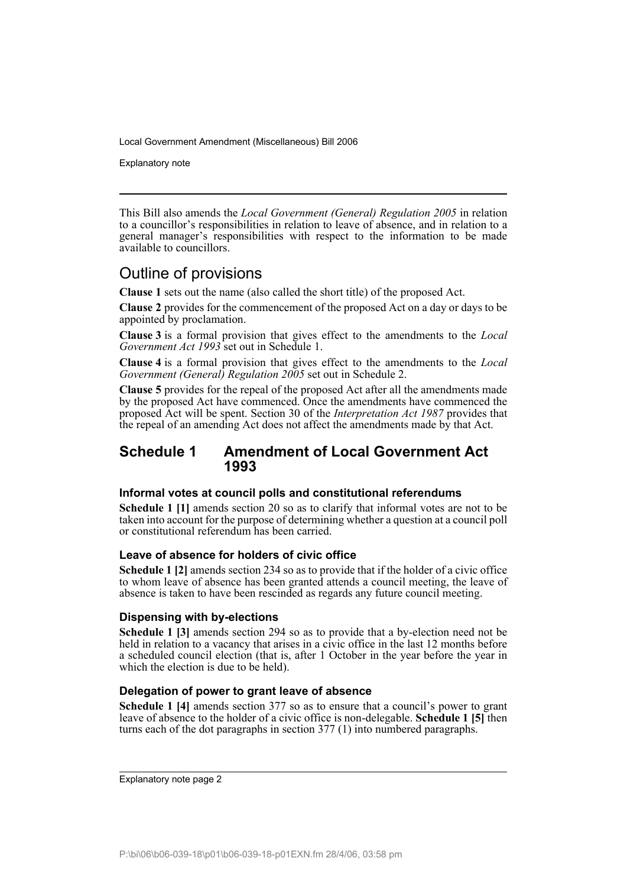This Bill also amends the *Local Government (General) Regulation 2005* in relation to a councillor's responsibilities in relation to leave of absence, and in relation to a general manager's responsibilities with respect to the information to be made available to councillors.

## Outline of provisions

**Clause 1** sets out the name (also called the short title) of the proposed Act.

**Clause 2** provides for the commencement of the proposed Act on a day or days to be appointed by proclamation.

**Clause 3** is a formal provision that gives effect to the amendments to the *Local Government Act 1993* set out in Schedule 1.

**Clause 4** is a formal provision that gives effect to the amendments to the *Local Government (General) Regulation 2005* set out in Schedule 2.

**Clause 5** provides for the repeal of the proposed Act after all the amendments made by the proposed Act have commenced. Once the amendments have commenced the proposed Act will be spent. Section 30 of the *Interpretation Act 1987* provides that the repeal of an amending Act does not affect the amendments made by that Act.

## Schedule 1 Amendment of Local Government Act 1993

### Informal votes at council polls and constitutional referendums

**Schedule 1 [1]** amends section 20 so as to clarify that informal votes are not to be taken into account for the purpose of determining whether a question at a council poll or constitutional referendum has been carried.

### Leave of absence for holders of civic office

**Schedule 1 [2]** amends section 234 so as to provide that if the holder of a civic office to whom leave of absence has been granted attends a council meeting, the leave of absence is taken to have been rescinded as regards any future council meeting.

### Dispensing with by-elections

**Schedule 1 [3]** amends section 294 so as to provide that a by-election need not be held in relation to a vacancy that arises in a civic office in the last 12 months before a scheduled council election (that is, after 1 October in the year before the year in which the election is due to be held).

### Delegation of power to grant leave of absence

**Schedule 1 [4]** amends section 377 so as to ensure that a council's power to grant leave of absence to the holder of a civic office is non-delegable. **Schedule 1 [5]** then turns each of the dot paragraphs in section 377 (1) into numbered paragraphs.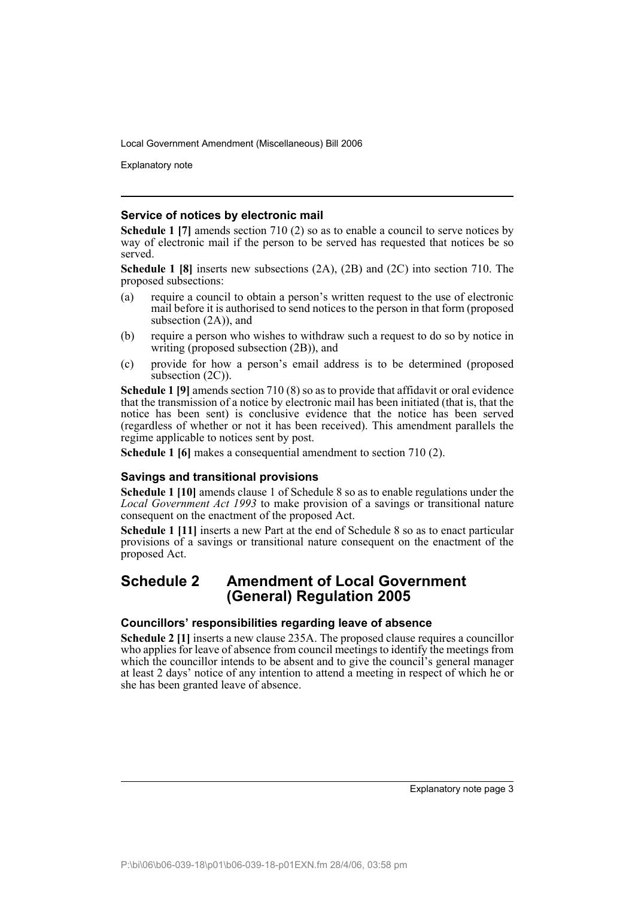### Service of notices by electronic mail

**Schedule 1 [7]** amends section 710 (2) so as to enable a council to serve notices by way of electronic mail if the person to be served has requested that notices be so served.

**Schedule 1 [8]** inserts new subsections (2A), (2B) and (2C) into section 710. The proposed subsections:

(a) require a council to obtain a person's written request to the use of electronic mail before it is authorised to send notices to the person in that form (proposed subsection (2A)), and

(b) require a person who wishes to withdraw such a request to do so by notice in writing (proposed subsection (2B)), and

(c) provide for how a person's email address is to be determined (proposed subsection (2C)).

**Schedule 1 [9]** amends section 710 (8) so as to provide that affidavit or oral evidence that the transmission of a notice by electronic mail has been initiated (that is, that the notice has been sent) is conclusive evidence that the notice has been served (regardless of whether or not it has been received). This amendment parallels the regime applicable to notices sent by post.

**Schedule 1 [6]** makes a consequential amendment to section 710 (2).

### Savings and transitional provisions

**Schedule 1 [10]** amends clause 1 of Schedule 8 so as to enable regulations under the *Local Government Act 1993* to make provision of a savings or transitional nature consequent on the enactment of the proposed Act.

**Schedule 1 [11]** inserts a new Part at the end of Schedule 8 so as to enact particular provisions of a savings or transitional nature consequent on the enactment of the proposed Act.

## Schedule 2 Amendment of Local Government (General) Regulation 2005

### Councillors' responsibilities regarding leave of absence

**Schedule 2 [1]** inserts a new clause 235A. The proposed clause requires a councillor who applies for leave of absence from council meetings to identify the meetings from which the councillor intends to be absent and to give the council's general manager at least 2 days' notice of any intention to attend a meeting in respect of which he or she has been granted leave of absence.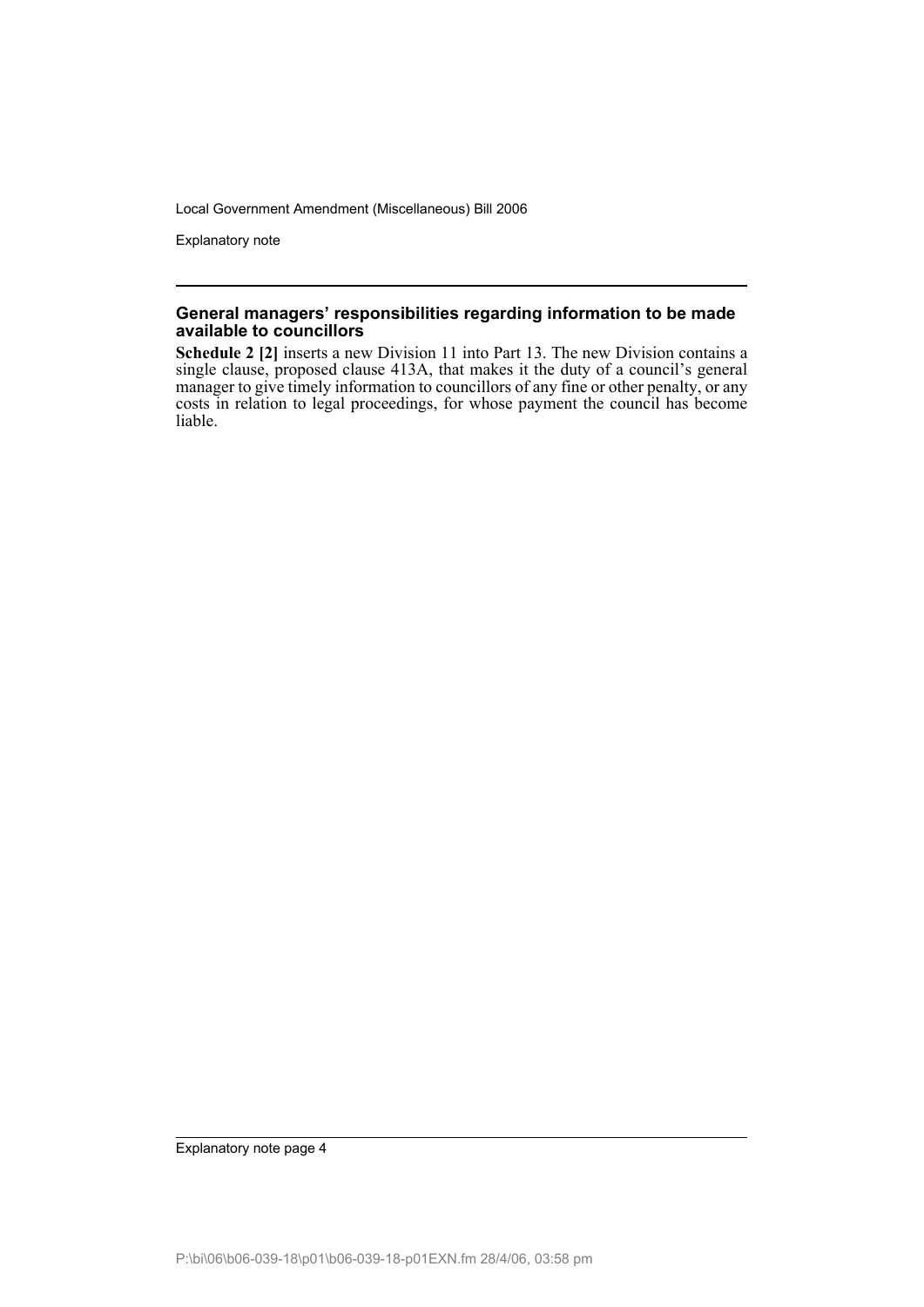### General managers' responsibilities regarding information to be made available to councillors

**Schedule 2 [2]** inserts a new Division 11 into Part 13. The new Division contains a single clause, proposed clause 413A, that makes it the duty of a council's general manager to give timely information to councillors of any fine or other penalty, or any costs in relation to legal proceedings, for whose payment the council has become liable.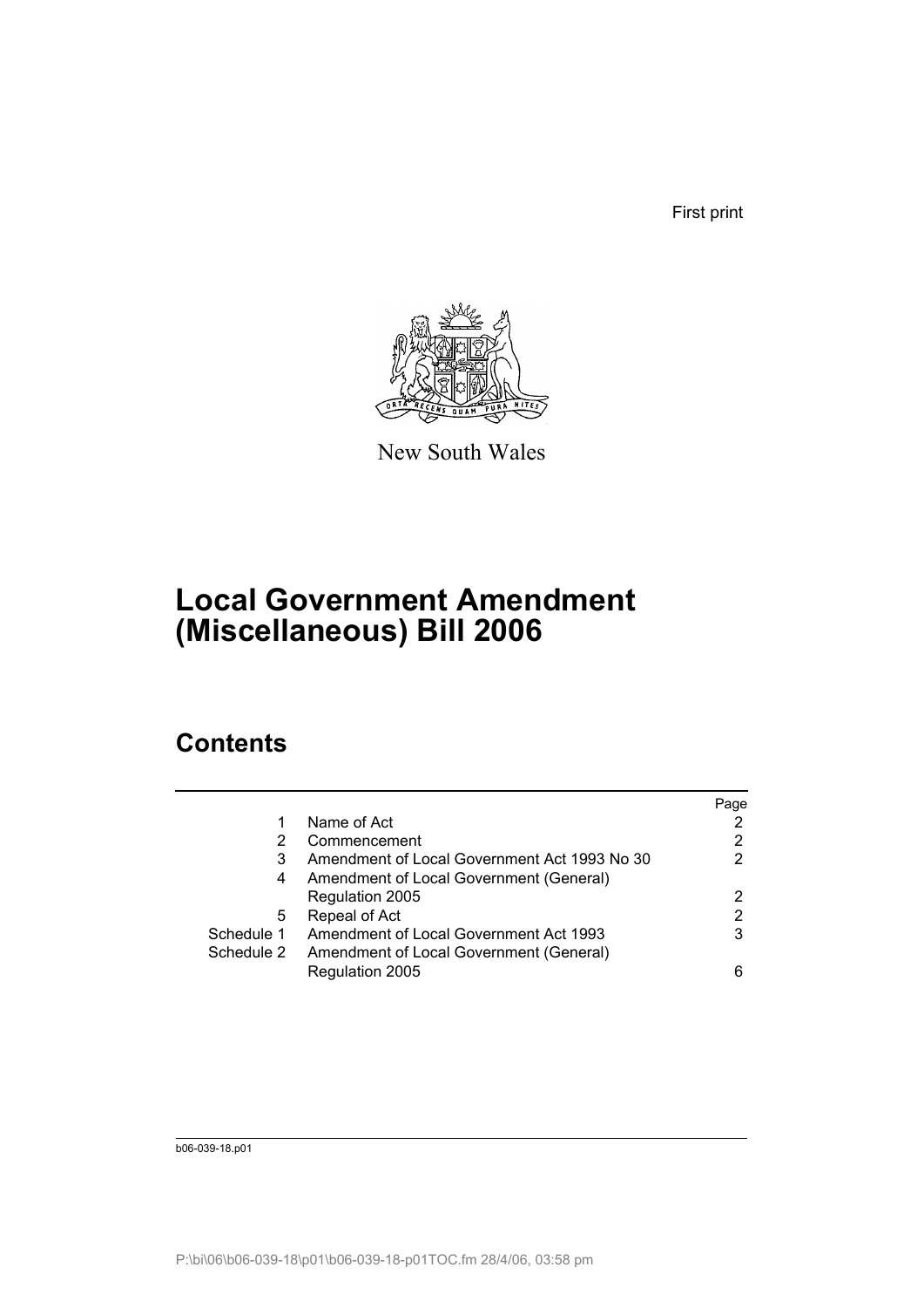First print

New South Wales

# Local Government Amendment (Miscellaneous) Bill 2006

## Contents

| | | Page |
|---|---|---|
| 1 | Name of Act | 2 |
| 2 | Commencement | 2 |
| 3 | Amendment of Local Government Act 1993 No 30 | 2 |
| 4 | Amendment of Local Government (General) Regulation 2005 | 2 |
| 5 | Repeal of Act | 2 |
| Schedule 1 | Amendment of Local Government Act 1993 | 3 |
| Schedule 2 | Amendment of Local Government (General) Regulation 2005 | 6 |

b06-039-18.p01

P:\bi\06\b06-039-18\p01\b06-039-18-p01TOC.fm 28/4/06, 03:58 pm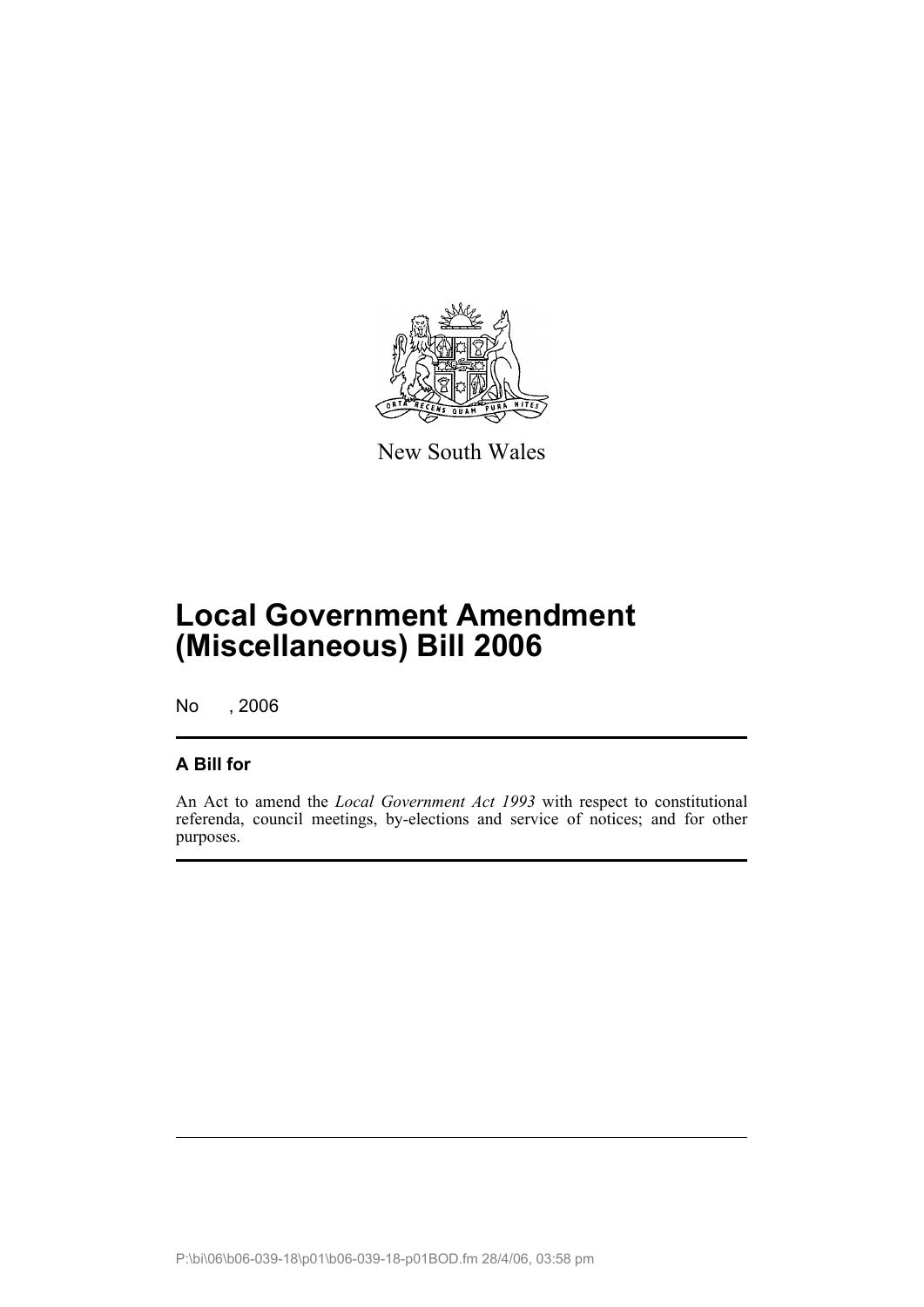New South Wales

# Local Government Amendment (Miscellaneous) Bill 2006

No , 2006

## A Bill for

An Act to amend the *Local Government Act 1993* with respect to constitutional referenda, council meetings, by-elections and service of notices; and for other purposes.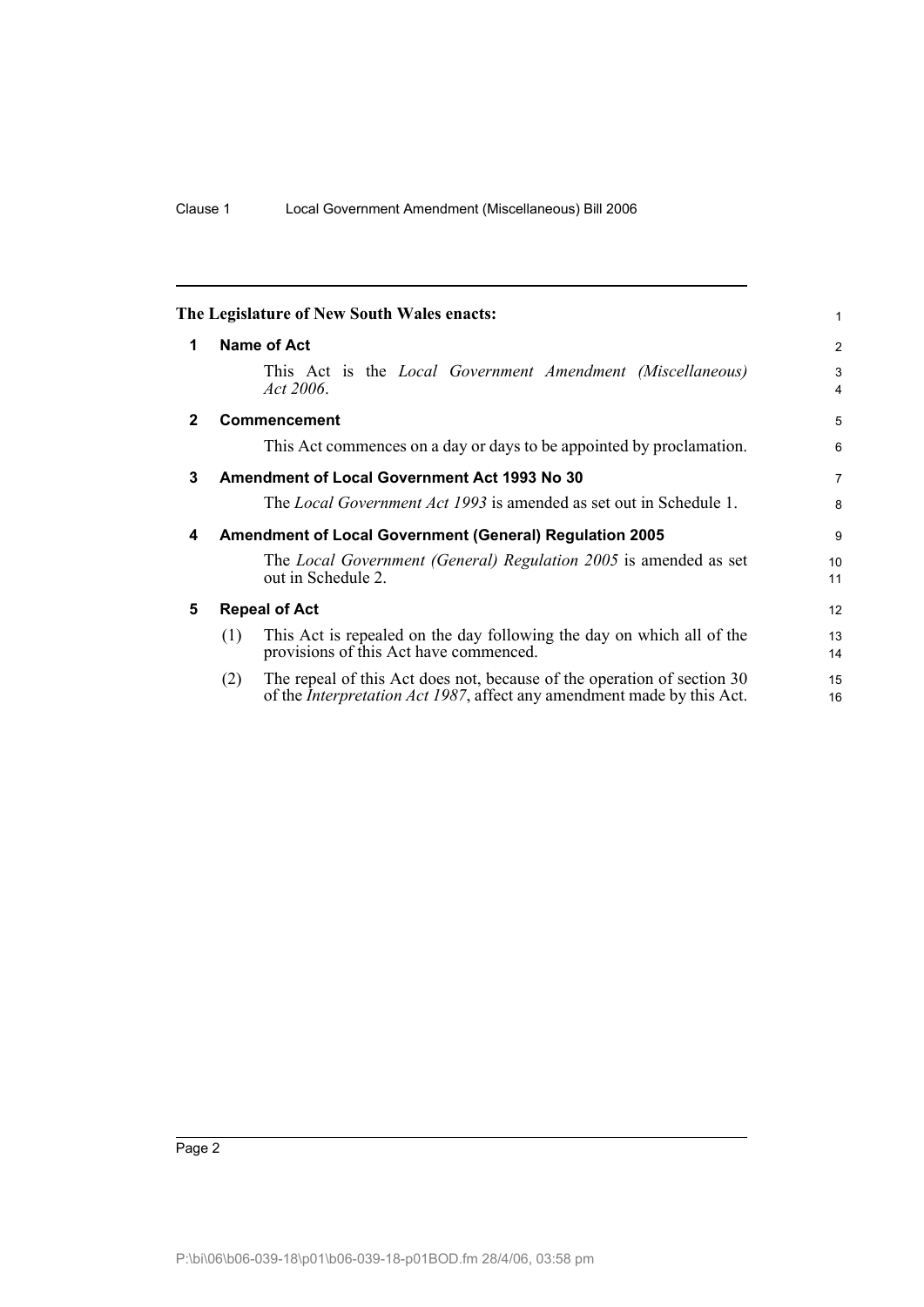The Legislature of New South Wales enacts:

## 1 Name of Act

This Act is the *Local Government Amendment (Miscellaneous) Act 2006*.

## 2 Commencement

This Act commences on a day or days to be appointed by proclamation.

## 3 Amendment of Local Government Act 1993 No 30

The *Local Government Act 1993* is amended as set out in Schedule 1.

## 4 Amendment of Local Government (General) Regulation 2005

The *Local Government (General) Regulation 2005* is amended as set out in Schedule 2.

## 5 Repeal of Act

(1) This Act is repealed on the day following the day on which all of the provisions of this Act have commenced.

(2) The repeal of this Act does not, because of the operation of section 30 of the *Interpretation Act 1987*, affect any amendment made by this Act.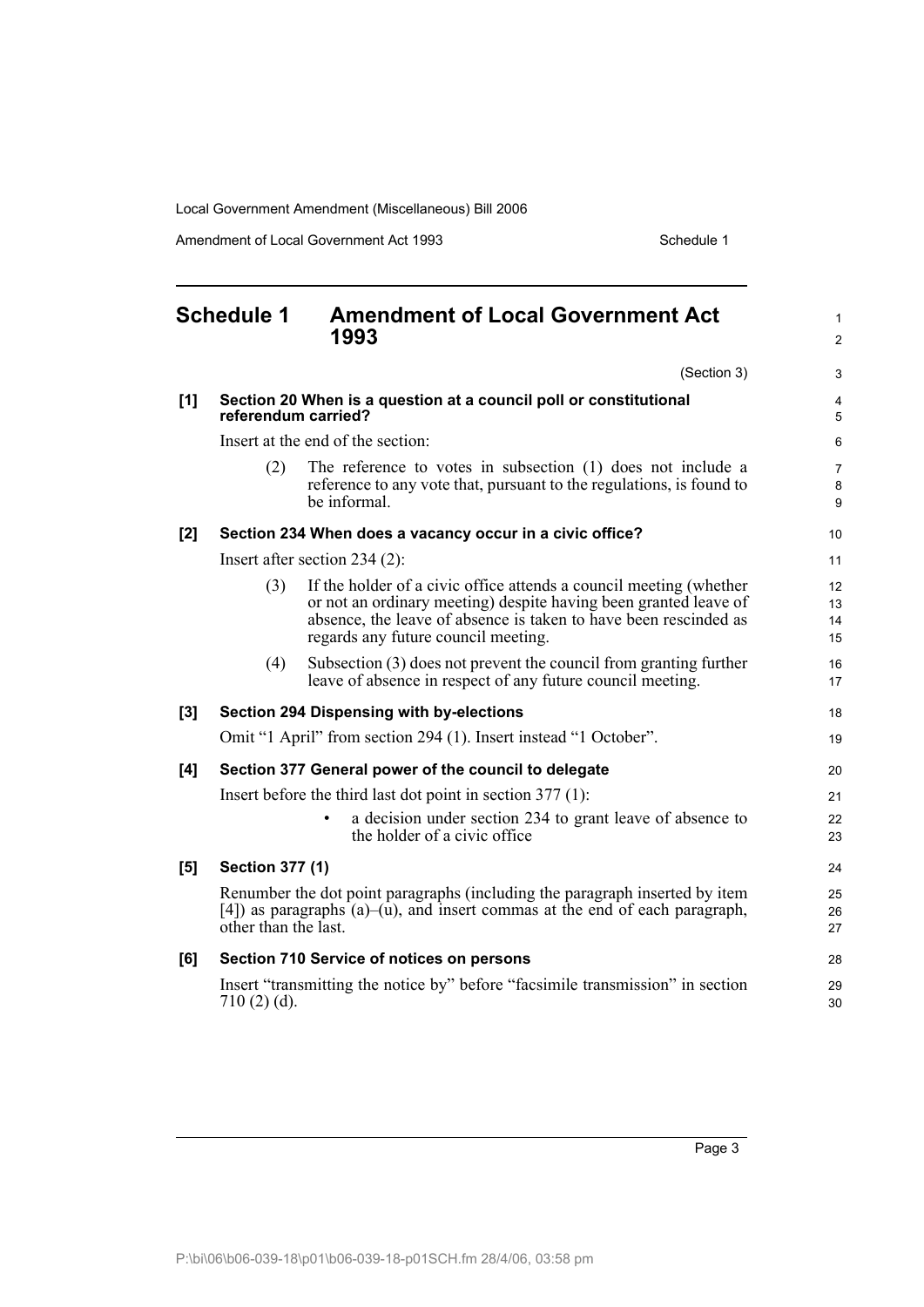# Schedule 1 Amendment of Local Government Act 1993

(Section 3)

**[1] Section 20 When is a question at a council poll or constitutional referendum carried?**

Insert at the end of the section:

(2) The reference to votes in subsection (1) does not include a reference to any vote that, pursuant to the regulations, is found to be informal.

**[2] Section 234 When does a vacancy occur in a civic office?**

Insert after section 234 (2):

(3) If the holder of a civic office attends a council meeting (whether or not an ordinary meeting) despite having been granted leave of absence, the leave of absence is taken to have been rescinded as regards any future council meeting.

(4) Subsection (3) does not prevent the council from granting further leave of absence in respect of any future council meeting.

**[3] Section 294 Dispensing with by-elections**

Omit "1 April" from section 294 (1). Insert instead "1 October".

**[4] Section 377 General power of the council to delegate**

Insert before the third last dot point in section 377 (1):

- a decision under section 234 to grant leave of absence to the holder of a civic office

**[5] Section 377 (1)**

Renumber the dot point paragraphs (including the paragraph inserted by item [4]) as paragraphs (a)–(u), and insert commas at the end of each paragraph, other than the last.

**[6] Section 710 Service of notices on persons**

Insert "transmitting the notice by" before "facsimile transmission" in section 710 (2) (d).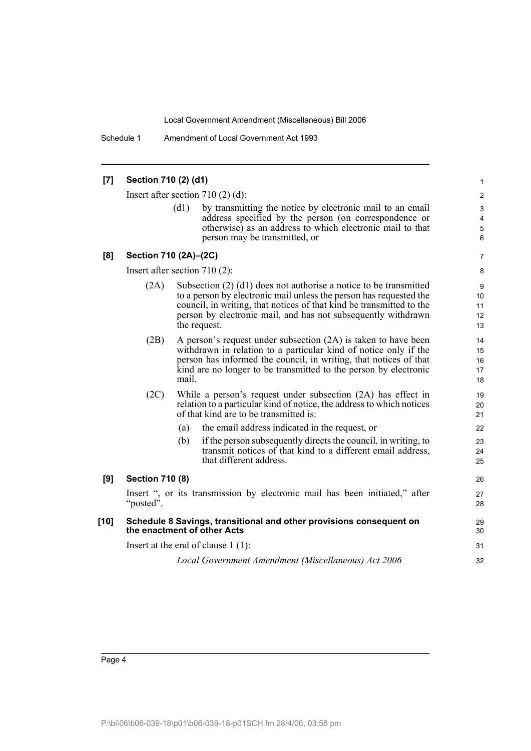**[7] Section 710 (2) (d1)**

Insert after section 710 (2) (d):

(d1) by transmitting the notice by electronic mail to an email address specified by the person (on correspondence or otherwise) as an address to which electronic mail to that person may be transmitted, or

**[8] Section 710 (2A)–(2C)**

Insert after section 710 (2):

(2A) Subsection (2) (d1) does not authorise a notice to be transmitted to a person by electronic mail unless the person has requested the council, in writing, that notices of that kind be transmitted to the person by electronic mail, and has not subsequently withdrawn the request.

(2B) A person's request under subsection (2A) is taken to have been withdrawn in relation to a particular kind of notice only if the person has informed the council, in writing, that notices of that kind are no longer to be transmitted to the person by electronic mail.

(2C) While a person's request under subsection (2A) has effect in relation to a particular kind of notice, the address to which notices of that kind are to be transmitted is:

(a) the email address indicated in the request, or

(b) if the person subsequently directs the council, in writing, to transmit notices of that kind to a different email address, that different address.

**[9] Section 710 (8)**

Insert ", or its transmission by electronic mail has been initiated," after "posted".

**[10] Schedule 8 Savings, transitional and other provisions consequent on the enactment of other Acts**

Insert at the end of clause 1 (1):

*Local Government Amendment (Miscellaneous) Act 2006*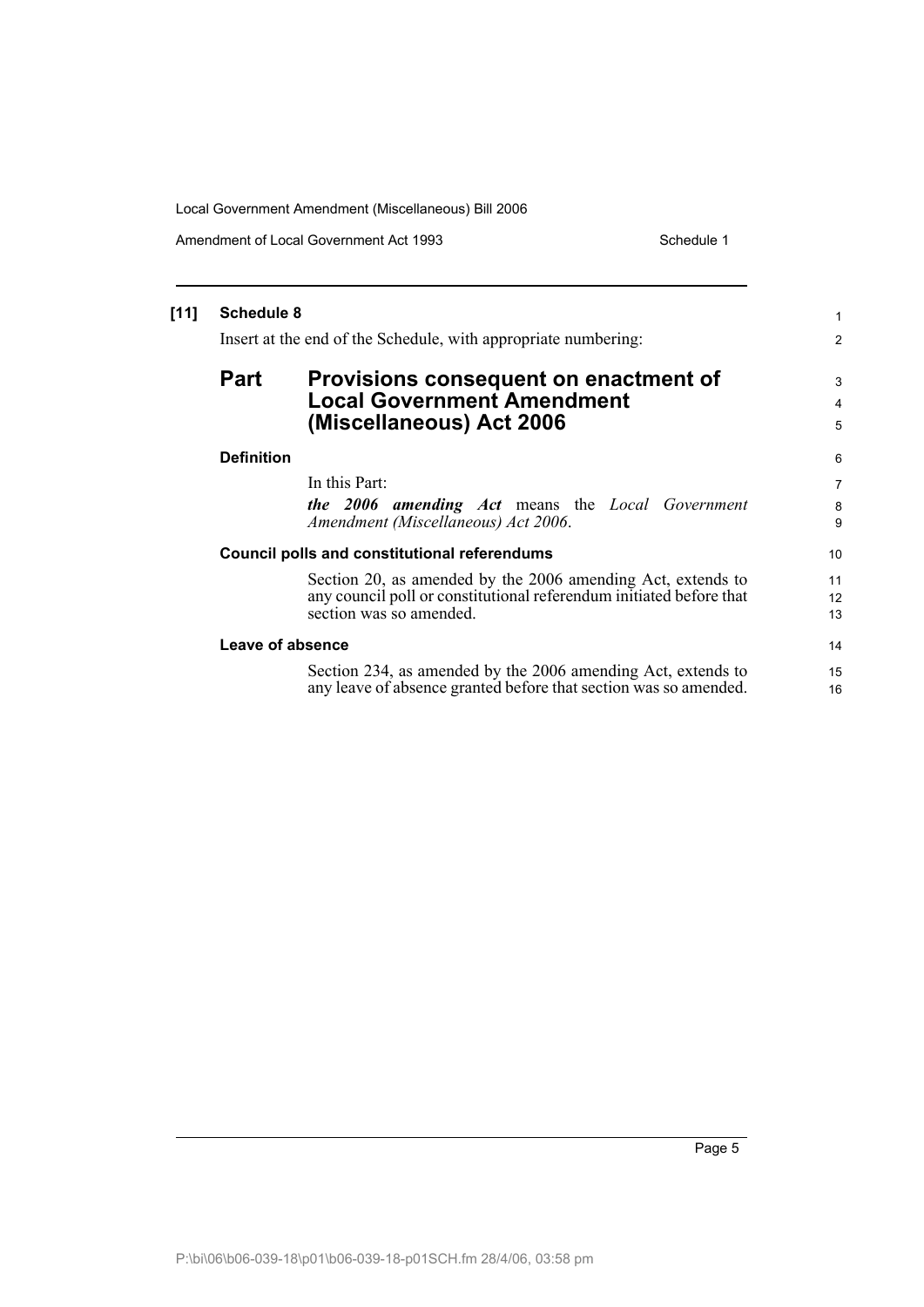**[11] Schedule 8**

Insert at the end of the Schedule, with appropriate numbering:

## Part Provisions consequent on enactment of Local Government Amendment (Miscellaneous) Act 2006

**Definition**

In this Part:

***the 2006 amending Act*** means the *Local Government Amendment (Miscellaneous) Act 2006*.

**Council polls and constitutional referendums**

Section 20, as amended by the 2006 amending Act, extends to any council poll or constitutional referendum initiated before that section was so amended.

**Leave of absence**

Section 234, as amended by the 2006 amending Act, extends to any leave of absence granted before that section was so amended.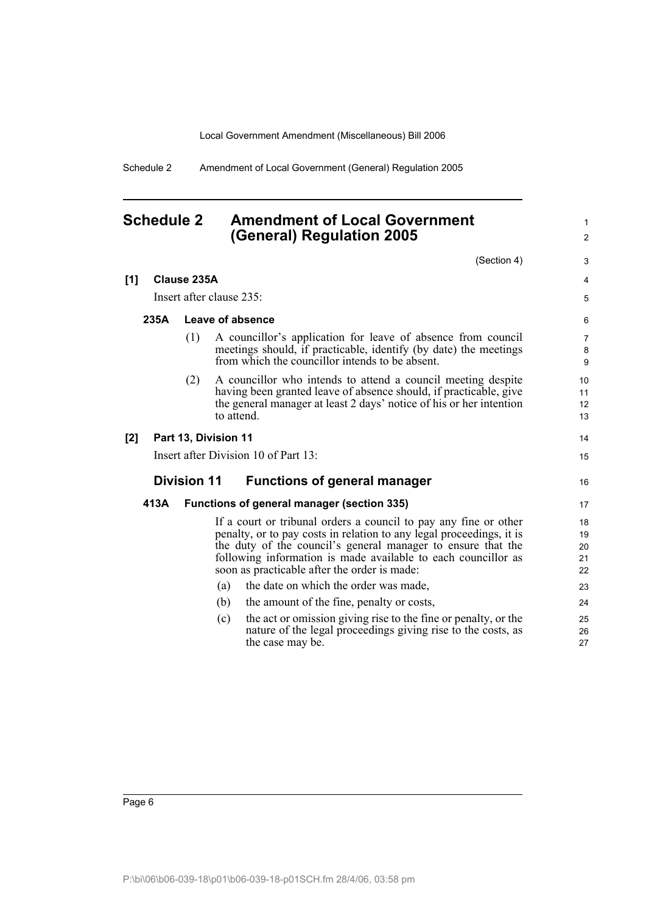# Schedule 2 Amendment of Local Government (General) Regulation 2005

(Section 4)

**[1] Clause 235A**

Insert after clause 235:

**235A Leave of absence**

(1) A councillor's application for leave of absence from council meetings should, if practicable, identify (by date) the meetings from which the councillor intends to be absent.

(2) A councillor who intends to attend a council meeting despite having been granted leave of absence should, if practicable, give the general manager at least 2 days' notice of his or her intention to attend.

**[2] Part 13, Division 11**

Insert after Division 10 of Part 13:

## Division 11 Functions of general manager

**413A Functions of general manager (section 335)**

If a court or tribunal orders a council to pay any fine or other penalty, or to pay costs in relation to any legal proceedings, it is the duty of the council's general manager to ensure that the following information is made available to each councillor as soon as practicable after the order is made:

(a) the date on which the order was made,

(b) the amount of the fine, penalty or costs,

(c) the act or omission giving rise to the fine or penalty, or the nature of the legal proceedings giving rise to the costs, as the case may be.